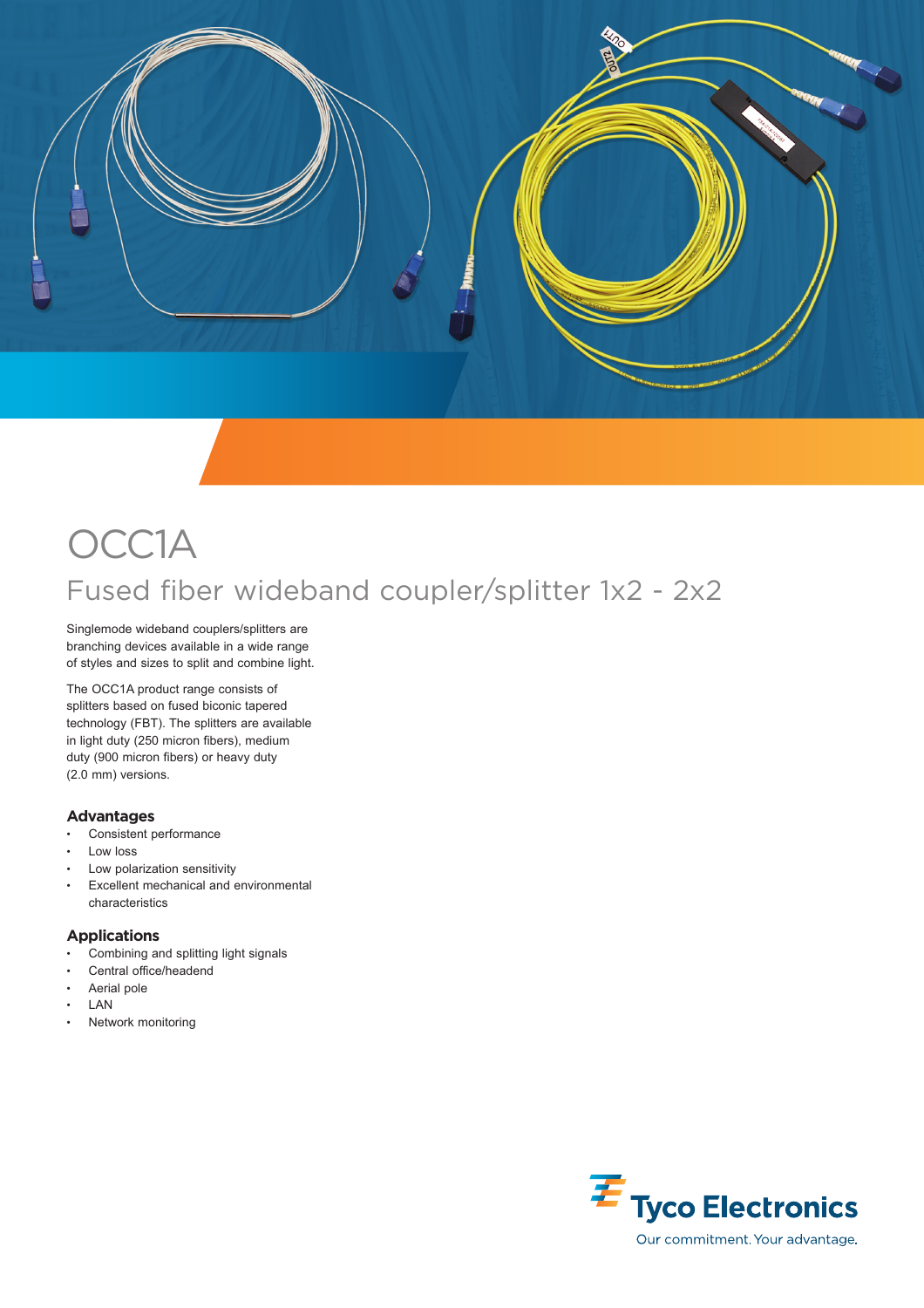# OCC1A

## Fused fiber wideband coupler/splitter 1x2 - 2x2

Singlemode wideband couplers/splitters are branching devices available in a wide range of styles and sizes to split and combine light.

The OCC1A product range consists of splitters based on fused biconic tapered technology (FBT). The splitters are available in light duty (250 micron fibers), medium duty (900 micron fibers) or heavy duty (2.0 mm) versions.

### Advantages

- Consistent performance
- Low loss
- Low polarization sensitivity
- Excellent mechanical and environmental characteristics

### Applications

- Combining and splitting light signals
- Central office/headend
- Aerial pole
- LAN
- Network monitoring

Tyco Electronics

Our commitment. Your advantage.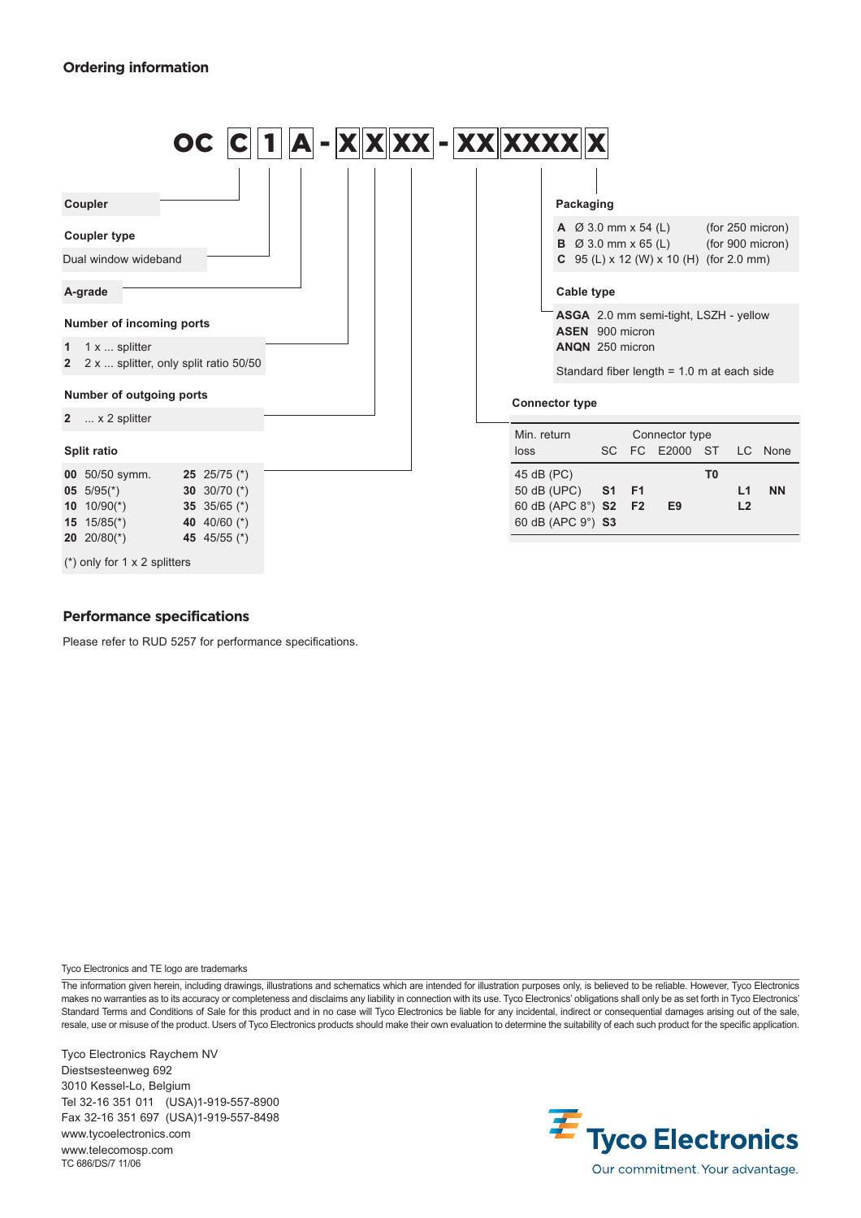## Ordering information

**OC C 1 A - X X XX - XX XXXX X**

**Coupler**

**Coupler type**

Dual window wideband

**A-grade**

**Number of incoming ports**

**1** 1 x ... splitter
**2** 2 x ... splitter, only split ratio 50/50

**Number of outgoing ports**

**2** ... x 2 splitter

**Split ratio**

| | |
|---|---|
| **00** 50/50 symm. | **25** 25/75 (*) |
| **05** 5/95(*) | **30** 30/70 (*) |
| **10** 10/90(*) | **35** 35/65 (*) |
| **15** 15/85(*) | **40** 40/60 (*) |
| **20** 20/80(*) | **45** 45/55 (*) |

(*) only for 1 x 2 splitters

**Packaging**

**A** Ø 3.0 mm x 54 (L) (for 250 micron)
**B** Ø 3.0 mm x 65 (L) (for 900 micron)
**C** 95 (L) x 12 (W) x 10 (H) (for 2.0 mm)

**Cable type**

**ASGA** 2.0 mm semi-tight, LSZH - yellow
**ASEN** 900 micron
**ANQN** 250 micron

Standard fiber length = 1.0 m at each side

**Connector type**

| Min. return loss | Connector type SC | FC | E2000 | ST | LC | None |
|---|---|---|---|---|---|---|
| 45 dB (PC) | | | | **T0** | | |
| 50 dB (UPC) | **S1** | **F1** | | | **L1** | **NN** |
| 60 dB (APC 8°) | **S2** | **F2** | **E9** | | **L2** | |
| 60 dB (APC 9°) | **S3** | | | | | |

## Performance specifications

Please refer to RUD 5257 for performance specifications.

Tyco Electronics and TE logo are trademarks

The information given herein, including drawings, illustrations and schematics which are intended for illustration purposes only, is believed to be reliable. However, Tyco Electronics makes no warranties as to its accuracy or completeness and disclaims any liability in connection with its use. Tyco Electronics' obligations shall only be as set forth in Tyco Electronics' Standard Terms and Conditions of Sale for this product and in no case will Tyco Electronics be liable for any incidental, indirect or consequential damages arising out of the sale, resale, use or misuse of the product. Users of Tyco Electronics products should make their own evaluation to determine the suitability of each such product for the specific application.

Tyco Electronics Raychem NV
Diestsesteenweg 692
3010 Kessel-Lo, Belgium
Tel 32-16 351 011 (USA)1-919-557-8900
Fax 32-16 351 697 (USA)1-919-557-8498
www.tycoelectronics.com
www.telecomosp.com
TC 686/DS/7 11/06

Tyco Electronics
Our commitment. Your advantage.